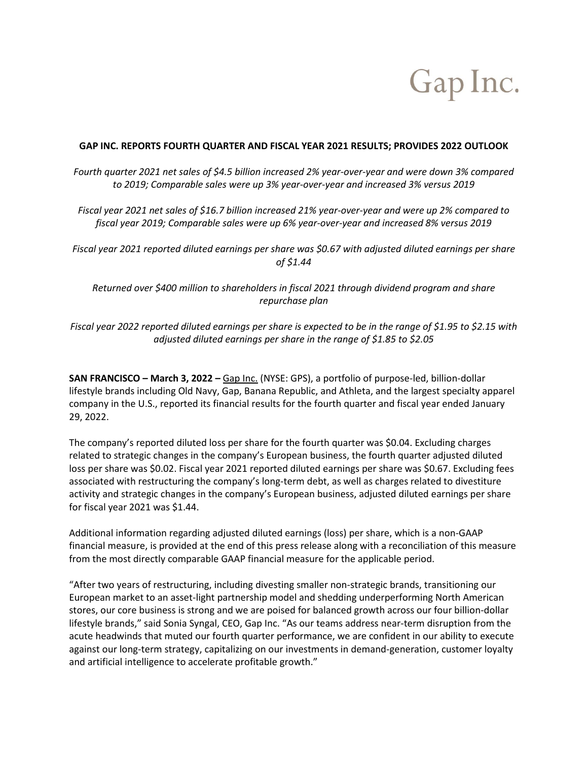Gap Inc.

# GAP INC. REPORTS FOURTH QUARTER AND FISCAL YEAR 2021 RESULTS; PROVIDES 2022 OUTLOOK

*Fourth quarter 2021 net sales of $4.5 billion increased 2% year-over-year and were down 3% compared to 2019; Comparable sales were up 3% year-over-year and increased 3% versus 2019*

*Fiscal year 2021 net sales of $16.7 billion increased 21% year-over-year and were up 2% compared to fiscal year 2019; Comparable sales were up 6% year-over-year and increased 8% versus 2019*

*Fiscal year 2021 reported diluted earnings per share was $0.67 with adjusted diluted earnings per share of $1.44*

*Returned over $400 million to shareholders in fiscal 2021 through dividend program and share repurchase plan*

*Fiscal year 2022 reported diluted earnings per share is expected to be in the range of $1.95 to $2.15 with adjusted diluted earnings per share in the range of $1.85 to $2.05*

**SAN FRANCISCO – March 3, 2022 –** Gap Inc. (NYSE: GPS), a portfolio of purpose-led, billion-dollar lifestyle brands including Old Navy, Gap, Banana Republic, and Athleta, and the largest specialty apparel company in the U.S., reported its financial results for the fourth quarter and fiscal year ended January 29, 2022.

The company's reported diluted loss per share for the fourth quarter was $0.04. Excluding charges related to strategic changes in the company's European business, the fourth quarter adjusted diluted loss per share was $0.02. Fiscal year 2021 reported diluted earnings per share was $0.67. Excluding fees associated with restructuring the company's long-term debt, as well as charges related to divestiture activity and strategic changes in the company's European business, adjusted diluted earnings per share for fiscal year 2021 was $1.44.

Additional information regarding adjusted diluted earnings (loss) per share, which is a non-GAAP financial measure, is provided at the end of this press release along with a reconciliation of this measure from the most directly comparable GAAP financial measure for the applicable period.

"After two years of restructuring, including divesting smaller non-strategic brands, transitioning our European market to an asset-light partnership model and shedding underperforming North American stores, our core business is strong and we are poised for balanced growth across our four billion-dollar lifestyle brands," said Sonia Syngal, CEO, Gap Inc. "As our teams address near-term disruption from the acute headwinds that muted our fourth quarter performance, we are confident in our ability to execute against our long-term strategy, capitalizing on our investments in demand-generation, customer loyalty and artificial intelligence to accelerate profitable growth."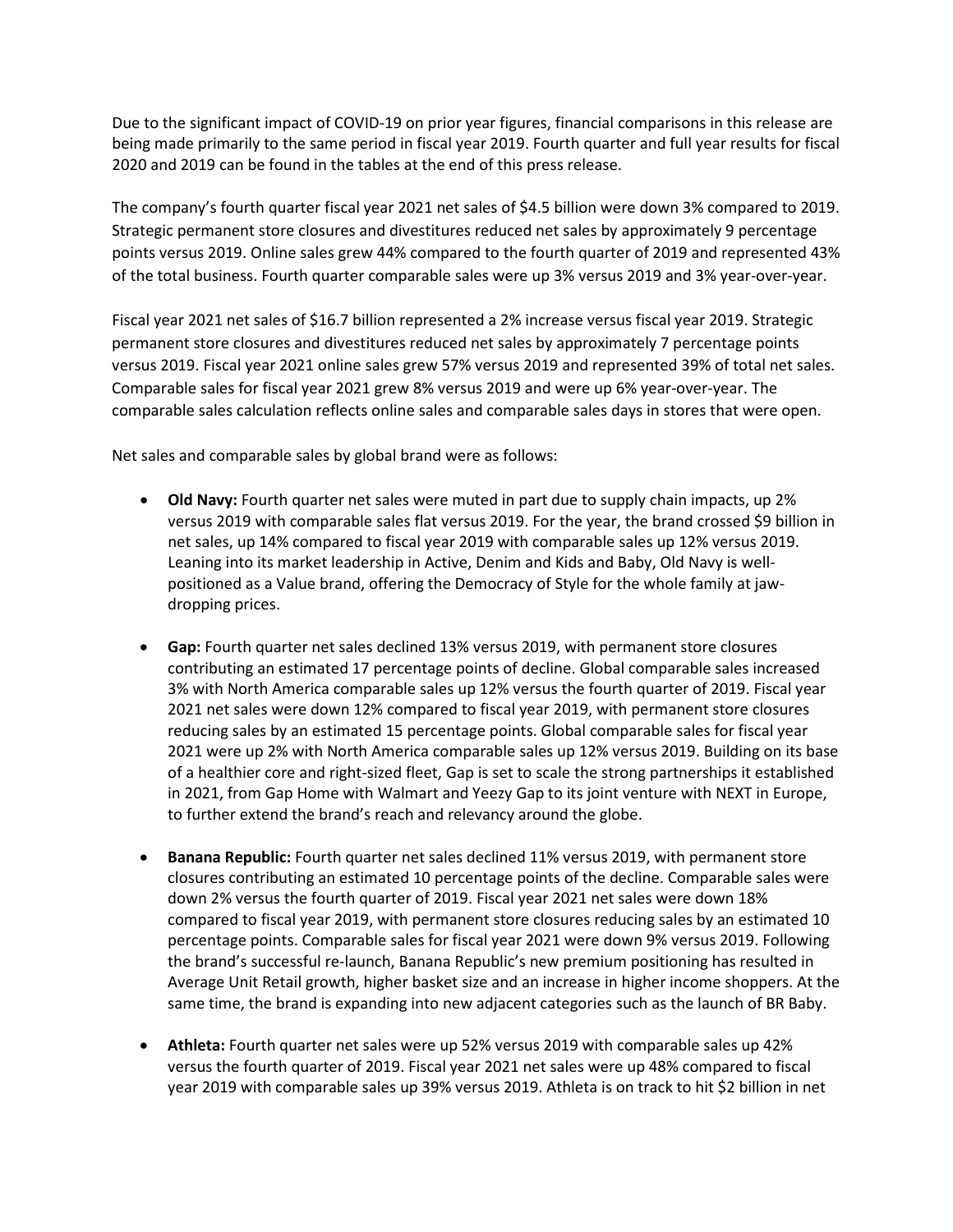Due to the significant impact of COVID-19 on prior year figures, financial comparisons in this release are being made primarily to the same period in fiscal year 2019. Fourth quarter and full year results for fiscal 2020 and 2019 can be found in the tables at the end of this press release.

The company's fourth quarter fiscal year 2021 net sales of $4.5 billion were down 3% compared to 2019. Strategic permanent store closures and divestitures reduced net sales by approximately 9 percentage points versus 2019. Online sales grew 44% compared to the fourth quarter of 2019 and represented 43% of the total business. Fourth quarter comparable sales were up 3% versus 2019 and 3% year-over-year.

Fiscal year 2021 net sales of $16.7 billion represented a 2% increase versus fiscal year 2019. Strategic permanent store closures and divestitures reduced net sales by approximately 7 percentage points versus 2019. Fiscal year 2021 online sales grew 57% versus 2019 and represented 39% of total net sales. Comparable sales for fiscal year 2021 grew 8% versus 2019 and were up 6% year-over-year. The comparable sales calculation reflects online sales and comparable sales days in stores that were open.

Net sales and comparable sales by global brand were as follows:

- **Old Navy:** Fourth quarter net sales were muted in part due to supply chain impacts, up 2% versus 2019 with comparable sales flat versus 2019. For the year, the brand crossed $9 billion in net sales, up 14% compared to fiscal year 2019 with comparable sales up 12% versus 2019. Leaning into its market leadership in Active, Denim and Kids and Baby, Old Navy is well-positioned as a Value brand, offering the Democracy of Style for the whole family at jaw-dropping prices.

- **Gap:** Fourth quarter net sales declined 13% versus 2019, with permanent store closures contributing an estimated 17 percentage points of decline. Global comparable sales increased 3% with North America comparable sales up 12% versus the fourth quarter of 2019. Fiscal year 2021 net sales were down 12% compared to fiscal year 2019, with permanent store closures reducing sales by an estimated 15 percentage points. Global comparable sales for fiscal year 2021 were up 2% with North America comparable sales up 12% versus 2019. Building on its base of a healthier core and right-sized fleet, Gap is set to scale the strong partnerships it established in 2021, from Gap Home with Walmart and Yeezy Gap to its joint venture with NEXT in Europe, to further extend the brand's reach and relevancy around the globe.

- **Banana Republic:** Fourth quarter net sales declined 11% versus 2019, with permanent store closures contributing an estimated 10 percentage points of the decline. Comparable sales were down 2% versus the fourth quarter of 2019. Fiscal year 2021 net sales were down 18% compared to fiscal year 2019, with permanent store closures reducing sales by an estimated 10 percentage points. Comparable sales for fiscal year 2021 were down 9% versus 2019. Following the brand's successful re-launch, Banana Republic's new premium positioning has resulted in Average Unit Retail growth, higher basket size and an increase in higher income shoppers. At the same time, the brand is expanding into new adjacent categories such as the launch of BR Baby.

- **Athleta:** Fourth quarter net sales were up 52% versus 2019 with comparable sales up 42% versus the fourth quarter of 2019. Fiscal year 2021 net sales were up 48% compared to fiscal year 2019 with comparable sales up 39% versus 2019. Athleta is on track to hit $2 billion in net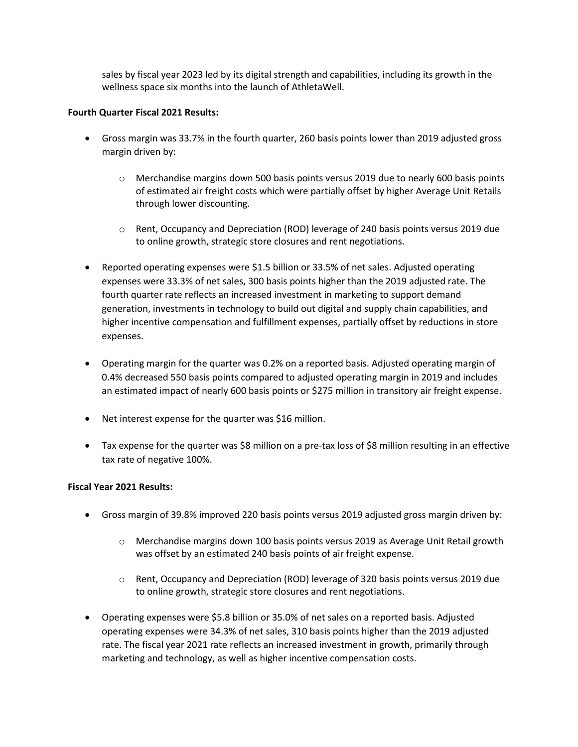sales by fiscal year 2023 led by its digital strength and capabilities, including its growth in the wellness space six months into the launch of AthletaWell.

**Fourth Quarter Fiscal 2021 Results:**

- Gross margin was 33.7% in the fourth quarter, 260 basis points lower than 2019 adjusted gross margin driven by:
  - Merchandise margins down 500 basis points versus 2019 due to nearly 600 basis points of estimated air freight costs which were partially offset by higher Average Unit Retails through lower discounting.
  - Rent, Occupancy and Depreciation (ROD) leverage of 240 basis points versus 2019 due to online growth, strategic store closures and rent negotiations.
- Reported operating expenses were $1.5 billion or 33.5% of net sales. Adjusted operating expenses were 33.3% of net sales, 300 basis points higher than the 2019 adjusted rate. The fourth quarter rate reflects an increased investment in marketing to support demand generation, investments in technology to build out digital and supply chain capabilities, and higher incentive compensation and fulfillment expenses, partially offset by reductions in store expenses.
- Operating margin for the quarter was 0.2% on a reported basis. Adjusted operating margin of 0.4% decreased 550 basis points compared to adjusted operating margin in 2019 and includes an estimated impact of nearly 600 basis points or $275 million in transitory air freight expense.
- Net interest expense for the quarter was $16 million.
- Tax expense for the quarter was $8 million on a pre-tax loss of $8 million resulting in an effective tax rate of negative 100%.

**Fiscal Year 2021 Results:**

- Gross margin of 39.8% improved 220 basis points versus 2019 adjusted gross margin driven by:
  - Merchandise margins down 100 basis points versus 2019 as Average Unit Retail growth was offset by an estimated 240 basis points of air freight expense.
  - Rent, Occupancy and Depreciation (ROD) leverage of 320 basis points versus 2019 due to online growth, strategic store closures and rent negotiations.
- Operating expenses were $5.8 billion or 35.0% of net sales on a reported basis. Adjusted operating expenses were 34.3% of net sales, 310 basis points higher than the 2019 adjusted rate. The fiscal year 2021 rate reflects an increased investment in growth, primarily through marketing and technology, as well as higher incentive compensation costs.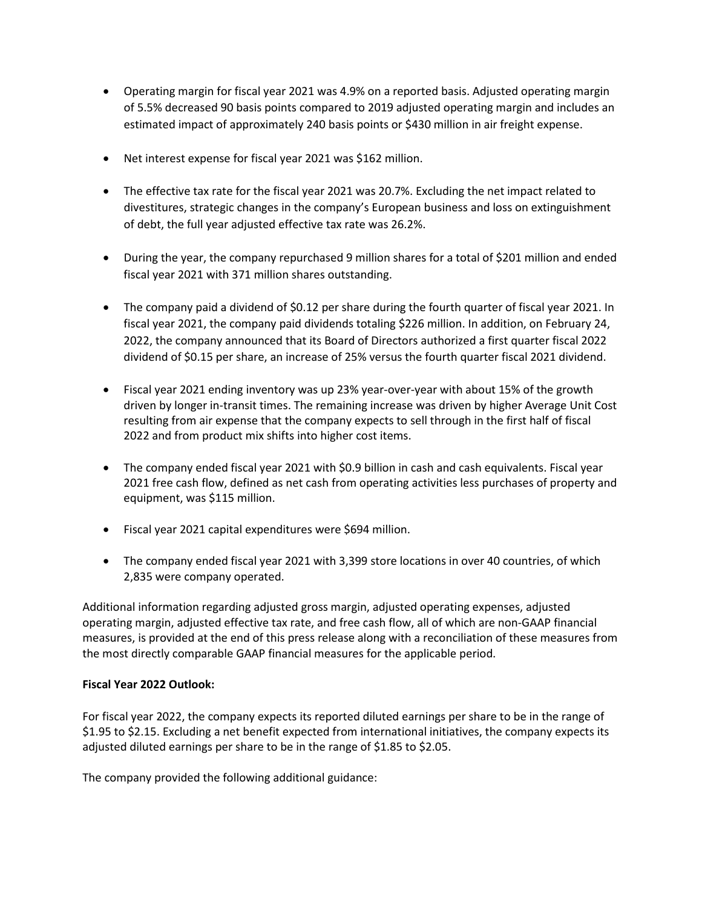- Operating margin for fiscal year 2021 was 4.9% on a reported basis. Adjusted operating margin of 5.5% decreased 90 basis points compared to 2019 adjusted operating margin and includes an estimated impact of approximately 240 basis points or $430 million in air freight expense.

- Net interest expense for fiscal year 2021 was $162 million.

- The effective tax rate for the fiscal year 2021 was 20.7%. Excluding the net impact related to divestitures, strategic changes in the company's European business and loss on extinguishment of debt, the full year adjusted effective tax rate was 26.2%.

- During the year, the company repurchased 9 million shares for a total of $201 million and ended fiscal year 2021 with 371 million shares outstanding.

- The company paid a dividend of $0.12 per share during the fourth quarter of fiscal year 2021. In fiscal year 2021, the company paid dividends totaling $226 million. In addition, on February 24, 2022, the company announced that its Board of Directors authorized a first quarter fiscal 2022 dividend of $0.15 per share, an increase of 25% versus the fourth quarter fiscal 2021 dividend.

- Fiscal year 2021 ending inventory was up 23% year-over-year with about 15% of the growth driven by longer in-transit times. The remaining increase was driven by higher Average Unit Cost resulting from air expense that the company expects to sell through in the first half of fiscal 2022 and from product mix shifts into higher cost items.

- The company ended fiscal year 2021 with $0.9 billion in cash and cash equivalents. Fiscal year 2021 free cash flow, defined as net cash from operating activities less purchases of property and equipment, was $115 million.

- Fiscal year 2021 capital expenditures were $694 million.

- The company ended fiscal year 2021 with 3,399 store locations in over 40 countries, of which 2,835 were company operated.

Additional information regarding adjusted gross margin, adjusted operating expenses, adjusted operating margin, adjusted effective tax rate, and free cash flow, all of which are non-GAAP financial measures, is provided at the end of this press release along with a reconciliation of these measures from the most directly comparable GAAP financial measures for the applicable period.

**Fiscal Year 2022 Outlook:**

For fiscal year 2022, the company expects its reported diluted earnings per share to be in the range of $1.95 to $2.15. Excluding a net benefit expected from international initiatives, the company expects its adjusted diluted earnings per share to be in the range of $1.85 to $2.05.

The company provided the following additional guidance: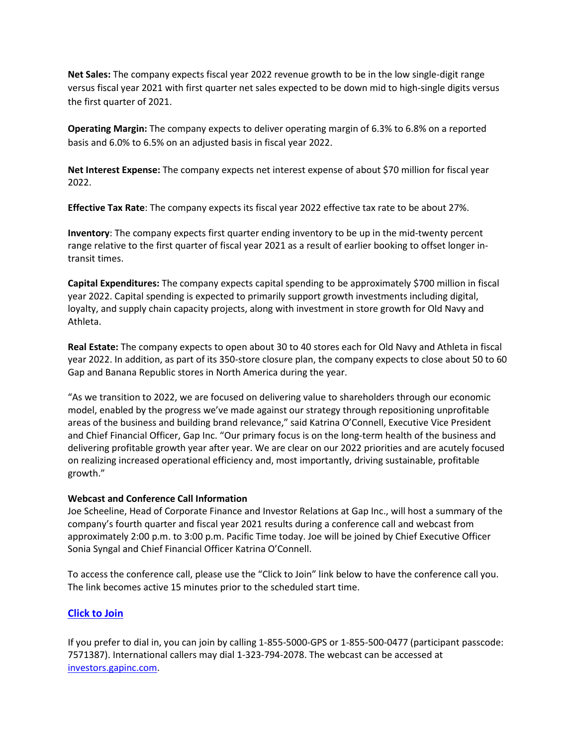**Net Sales:** The company expects fiscal year 2022 revenue growth to be in the low single-digit range versus fiscal year 2021 with first quarter net sales expected to be down mid to high-single digits versus the first quarter of 2021.

**Operating Margin:** The company expects to deliver operating margin of 6.3% to 6.8% on a reported basis and 6.0% to 6.5% on an adjusted basis in fiscal year 2022.

**Net Interest Expense:** The company expects net interest expense of about $70 million for fiscal year 2022.

**Effective Tax Rate**: The company expects its fiscal year 2022 effective tax rate to be about 27%.

**Inventory**: The company expects first quarter ending inventory to be up in the mid-twenty percent range relative to the first quarter of fiscal year 2021 as a result of earlier booking to offset longer in-transit times.

**Capital Expenditures:** The company expects capital spending to be approximately $700 million in fiscal year 2022. Capital spending is expected to primarily support growth investments including digital, loyalty, and supply chain capacity projects, along with investment in store growth for Old Navy and Athleta.

**Real Estate:** The company expects to open about 30 to 40 stores each for Old Navy and Athleta in fiscal year 2022. In addition, as part of its 350-store closure plan, the company expects to close about 50 to 60 Gap and Banana Republic stores in North America during the year.

"As we transition to 2022, we are focused on delivering value to shareholders through our economic model, enabled by the progress we've made against our strategy through repositioning unprofitable areas of the business and building brand relevance," said Katrina O'Connell, Executive Vice President and Chief Financial Officer, Gap Inc. "Our primary focus is on the long-term health of the business and delivering profitable growth year after year. We are clear on our 2022 priorities and are acutely focused on realizing increased operational efficiency and, most importantly, driving sustainable, profitable growth."

**Webcast and Conference Call Information**

Joe Scheeline, Head of Corporate Finance and Investor Relations at Gap Inc., will host a summary of the company's fourth quarter and fiscal year 2021 results during a conference call and webcast from approximately 2:00 p.m. to 3:00 p.m. Pacific Time today. Joe will be joined by Chief Executive Officer Sonia Syngal and Chief Financial Officer Katrina O'Connell.

To access the conference call, please use the "Click to Join" link below to have the conference call you. The link becomes active 15 minutes prior to the scheduled start time.

**Click to Join**

If you prefer to dial in, you can join by calling 1-855-5000-GPS or 1-855-500-0477 (participant passcode: 7571387). International callers may dial 1-323-794-2078. The webcast can be accessed at investors.gapinc.com.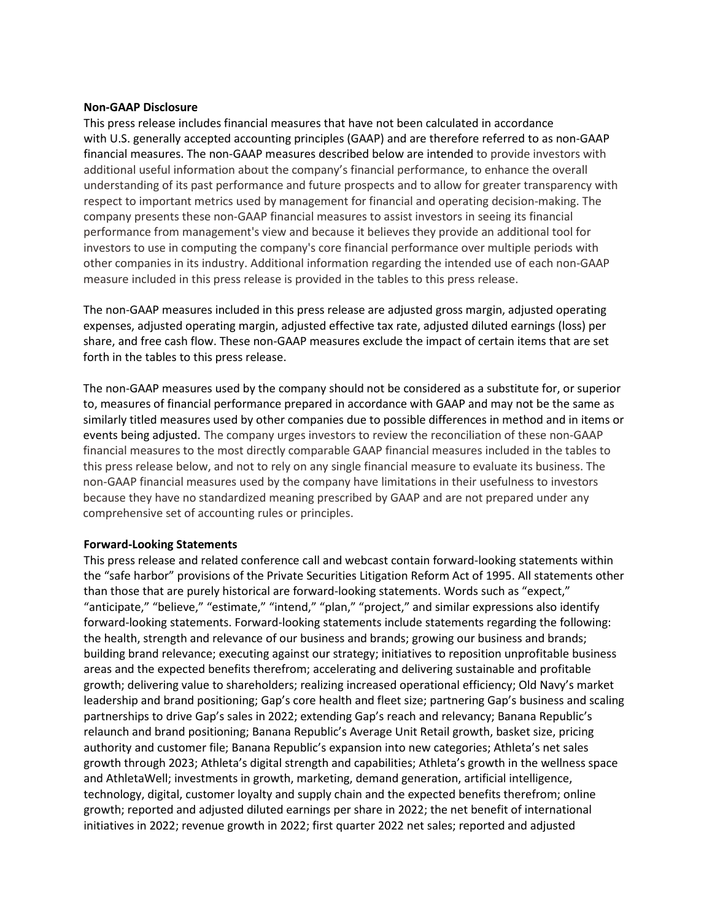**Non-GAAP Disclosure**

This press release includes financial measures that have not been calculated in accordance with U.S. generally accepted accounting principles (GAAP) and are therefore referred to as non-GAAP financial measures. The non-GAAP measures described below are intended to provide investors with additional useful information about the company's financial performance, to enhance the overall understanding of its past performance and future prospects and to allow for greater transparency with respect to important metrics used by management for financial and operating decision-making. The company presents these non-GAAP financial measures to assist investors in seeing its financial performance from management's view and because it believes they provide an additional tool for investors to use in computing the company's core financial performance over multiple periods with other companies in its industry. Additional information regarding the intended use of each non-GAAP measure included in this press release is provided in the tables to this press release.

The non-GAAP measures included in this press release are adjusted gross margin, adjusted operating expenses, adjusted operating margin, adjusted effective tax rate, adjusted diluted earnings (loss) per share, and free cash flow. These non-GAAP measures exclude the impact of certain items that are set forth in the tables to this press release.

The non-GAAP measures used by the company should not be considered as a substitute for, or superior to, measures of financial performance prepared in accordance with GAAP and may not be the same as similarly titled measures used by other companies due to possible differences in method and in items or events being adjusted. The company urges investors to review the reconciliation of these non-GAAP financial measures to the most directly comparable GAAP financial measures included in the tables to this press release below, and not to rely on any single financial measure to evaluate its business. The non-GAAP financial measures used by the company have limitations in their usefulness to investors because they have no standardized meaning prescribed by GAAP and are not prepared under any comprehensive set of accounting rules or principles.

**Forward-Looking Statements**

This press release and related conference call and webcast contain forward-looking statements within the "safe harbor" provisions of the Private Securities Litigation Reform Act of 1995. All statements other than those that are purely historical are forward-looking statements. Words such as "expect," "anticipate," "believe," "estimate," "intend," "plan," "project," and similar expressions also identify forward-looking statements. Forward-looking statements include statements regarding the following: the health, strength and relevance of our business and brands; growing our business and brands; building brand relevance; executing against our strategy; initiatives to reposition unprofitable business areas and the expected benefits therefrom; accelerating and delivering sustainable and profitable growth; delivering value to shareholders; realizing increased operational efficiency; Old Navy's market leadership and brand positioning; Gap's core health and fleet size; partnering Gap's business and scaling partnerships to drive Gap's sales in 2022; extending Gap's reach and relevancy; Banana Republic's relaunch and brand positioning; Banana Republic's Average Unit Retail growth, basket size, pricing authority and customer file; Banana Republic's expansion into new categories; Athleta's net sales growth through 2023; Athleta's digital strength and capabilities; Athleta's growth in the wellness space and AthletaWell; investments in growth, marketing, demand generation, artificial intelligence, technology, digital, customer loyalty and supply chain and the expected benefits therefrom; online growth; reported and adjusted diluted earnings per share in 2022; the net benefit of international initiatives in 2022; revenue growth in 2022; first quarter 2022 net sales; reported and adjusted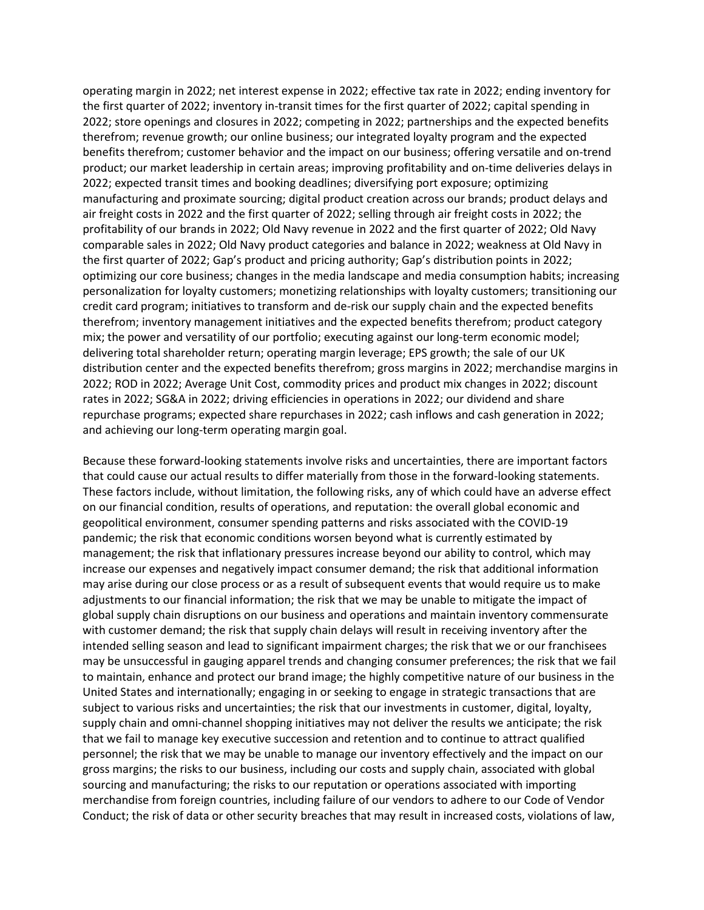operating margin in 2022; net interest expense in 2022; effective tax rate in 2022; ending inventory for the first quarter of 2022; inventory in-transit times for the first quarter of 2022; capital spending in 2022; store openings and closures in 2022; competing in 2022; partnerships and the expected benefits therefrom; revenue growth; our online business; our integrated loyalty program and the expected benefits therefrom; customer behavior and the impact on our business; offering versatile and on-trend product; our market leadership in certain areas; improving profitability and on-time deliveries delays in 2022; expected transit times and booking deadlines; diversifying port exposure; optimizing manufacturing and proximate sourcing; digital product creation across our brands; product delays and air freight costs in 2022 and the first quarter of 2022; selling through air freight costs in 2022; the profitability of our brands in 2022; Old Navy revenue in 2022 and the first quarter of 2022; Old Navy comparable sales in 2022; Old Navy product categories and balance in 2022; weakness at Old Navy in the first quarter of 2022; Gap's product and pricing authority; Gap's distribution points in 2022; optimizing our core business; changes in the media landscape and media consumption habits; increasing personalization for loyalty customers; monetizing relationships with loyalty customers; transitioning our credit card program; initiatives to transform and de-risk our supply chain and the expected benefits therefrom; inventory management initiatives and the expected benefits therefrom; product category mix; the power and versatility of our portfolio; executing against our long-term economic model; delivering total shareholder return; operating margin leverage; EPS growth; the sale of our UK distribution center and the expected benefits therefrom; gross margins in 2022; merchandise margins in 2022; ROD in 2022; Average Unit Cost, commodity prices and product mix changes in 2022; discount rates in 2022; SG&A in 2022; driving efficiencies in operations in 2022; our dividend and share repurchase programs; expected share repurchases in 2022; cash inflows and cash generation in 2022; and achieving our long-term operating margin goal.

Because these forward-looking statements involve risks and uncertainties, there are important factors that could cause our actual results to differ materially from those in the forward-looking statements. These factors include, without limitation, the following risks, any of which could have an adverse effect on our financial condition, results of operations, and reputation: the overall global economic and geopolitical environment, consumer spending patterns and risks associated with the COVID-19 pandemic; the risk that economic conditions worsen beyond what is currently estimated by management; the risk that inflationary pressures increase beyond our ability to control, which may increase our expenses and negatively impact consumer demand; the risk that additional information may arise during our close process or as a result of subsequent events that would require us to make adjustments to our financial information; the risk that we may be unable to mitigate the impact of global supply chain disruptions on our business and operations and maintain inventory commensurate with customer demand; the risk that supply chain delays will result in receiving inventory after the intended selling season and lead to significant impairment charges; the risk that we or our franchisees may be unsuccessful in gauging apparel trends and changing consumer preferences; the risk that we fail to maintain, enhance and protect our brand image; the highly competitive nature of our business in the United States and internationally; engaging in or seeking to engage in strategic transactions that are subject to various risks and uncertainties; the risk that our investments in customer, digital, loyalty, supply chain and omni-channel shopping initiatives may not deliver the results we anticipate; the risk that we fail to manage key executive succession and retention and to continue to attract qualified personnel; the risk that we may be unable to manage our inventory effectively and the impact on our gross margins; the risks to our business, including our costs and supply chain, associated with global sourcing and manufacturing; the risks to our reputation or operations associated with importing merchandise from foreign countries, including failure of our vendors to adhere to our Code of Vendor Conduct; the risk of data or other security breaches that may result in increased costs, violations of law,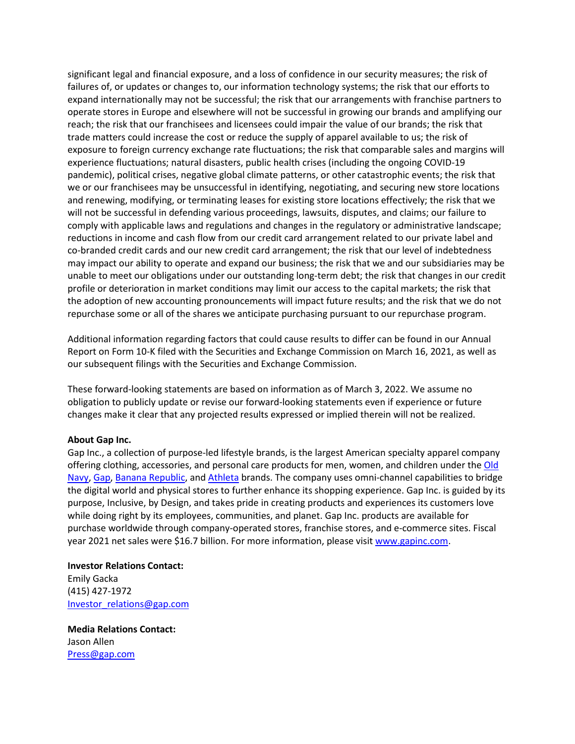significant legal and financial exposure, and a loss of confidence in our security measures; the risk of failures of, or updates or changes to, our information technology systems; the risk that our efforts to expand internationally may not be successful; the risk that our arrangements with franchise partners to operate stores in Europe and elsewhere will not be successful in growing our brands and amplifying our reach; the risk that our franchisees and licensees could impair the value of our brands; the risk that trade matters could increase the cost or reduce the supply of apparel available to us; the risk of exposure to foreign currency exchange rate fluctuations; the risk that comparable sales and margins will experience fluctuations; natural disasters, public health crises (including the ongoing COVID-19 pandemic), political crises, negative global climate patterns, or other catastrophic events; the risk that we or our franchisees may be unsuccessful in identifying, negotiating, and securing new store locations and renewing, modifying, or terminating leases for existing store locations effectively; the risk that we will not be successful in defending various proceedings, lawsuits, disputes, and claims; our failure to comply with applicable laws and regulations and changes in the regulatory or administrative landscape; reductions in income and cash flow from our credit card arrangement related to our private label and co-branded credit cards and our new credit card arrangement; the risk that our level of indebtedness may impact our ability to operate and expand our business; the risk that we and our subsidiaries may be unable to meet our obligations under our outstanding long-term debt; the risk that changes in our credit profile or deterioration in market conditions may limit our access to the capital markets; the risk that the adoption of new accounting pronouncements will impact future results; and the risk that we do not repurchase some or all of the shares we anticipate purchasing pursuant to our repurchase program.

Additional information regarding factors that could cause results to differ can be found in our Annual Report on Form 10-K filed with the Securities and Exchange Commission on March 16, 2021, as well as our subsequent filings with the Securities and Exchange Commission.

These forward-looking statements are based on information as of March 3, 2022. We assume no obligation to publicly update or revise our forward-looking statements even if experience or future changes make it clear that any projected results expressed or implied therein will not be realized.

**About Gap Inc.**
Gap Inc., a collection of purpose-led lifestyle brands, is the largest American specialty apparel company offering clothing, accessories, and personal care products for men, women, and children under the Old Navy, Gap, Banana Republic, and Athleta brands. The company uses omni-channel capabilities to bridge the digital world and physical stores to further enhance its shopping experience. Gap Inc. is guided by its purpose, Inclusive, by Design, and takes pride in creating products and experiences its customers love while doing right by its employees, communities, and planet. Gap Inc. products are available for purchase worldwide through company-operated stores, franchise stores, and e-commerce sites. Fiscal year 2021 net sales were $16.7 billion. For more information, please visit www.gapinc.com.

**Investor Relations Contact:**
Emily Gacka
(415) 427-1972
Investor_relations@gap.com

**Media Relations Contact:**
Jason Allen
Press@gap.com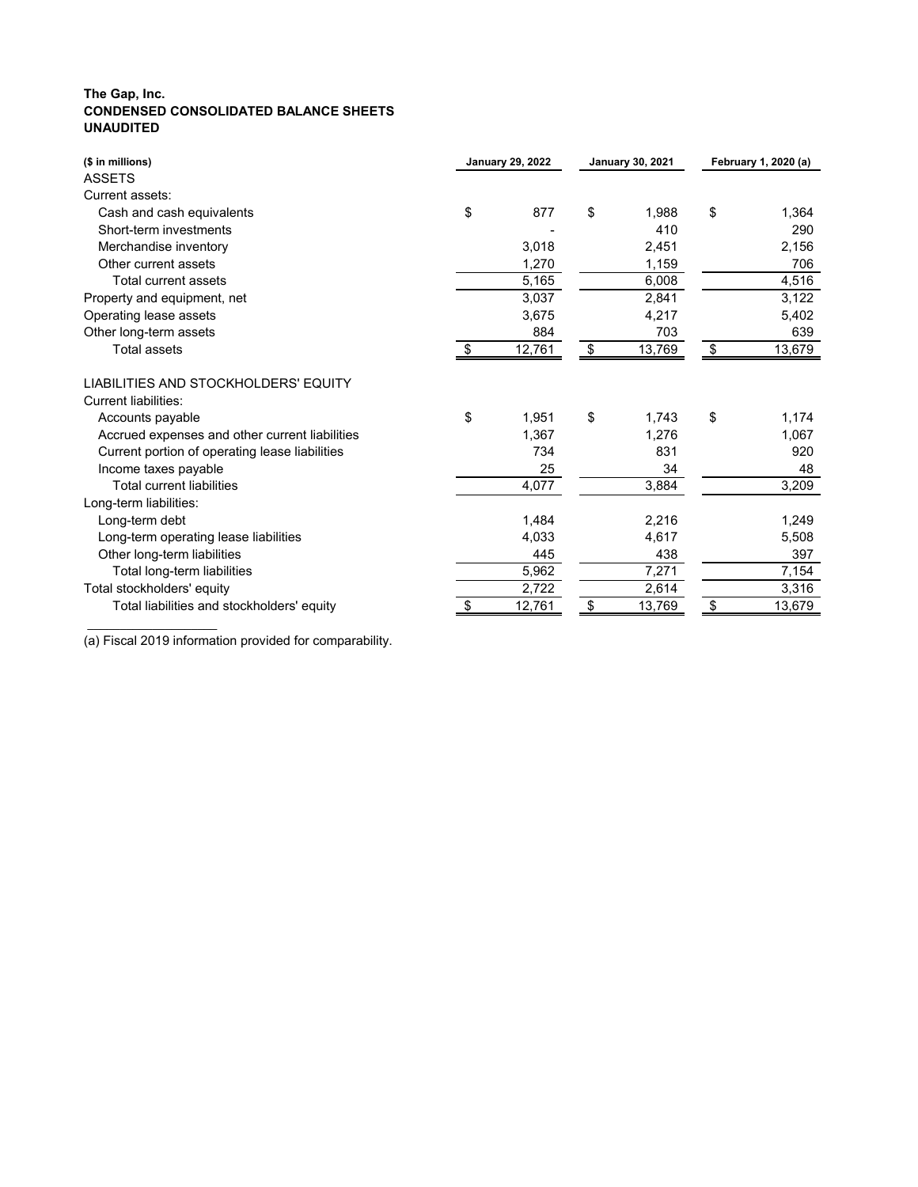**The Gap, Inc.**
**CONDENSED CONSOLIDATED BALANCE SHEETS**
**UNAUDITED**

| ($ in millions) | January 29, 2022 | January 30, 2021 | February 1, 2020 (a) |
|---|---|---|---|
| ASSETS | | | |
| Current assets: | | | |
| Cash and cash equivalents | $ 877 | $ 1,988 | $ 1,364 |
| Short-term investments | - | 410 | 290 |
| Merchandise inventory | 3,018 | 2,451 | 2,156 |
| Other current assets | 1,270 | 1,159 | 706 |
| Total current assets | 5,165 | 6,008 | 4,516 |
| Property and equipment, net | 3,037 | 2,841 | 3,122 |
| Operating lease assets | 3,675 | 4,217 | 5,402 |
| Other long-term assets | 884 | 703 | 639 |
| Total assets | $ 12,761 | $ 13,769 | $ 13,679 |
| | | | |
| LIABILITIES AND STOCKHOLDERS' EQUITY | | | |
| Current liabilities: | | | |
| Accounts payable | $ 1,951 | $ 1,743 | $ 1,174 |
| Accrued expenses and other current liabilities | 1,367 | 1,276 | 1,067 |
| Current portion of operating lease liabilities | 734 | 831 | 920 |
| Income taxes payable | 25 | 34 | 48 |
| Total current liabilities | 4,077 | 3,884 | 3,209 |
| Long-term liabilities: | | | |
| Long-term debt | 1,484 | 2,216 | 1,249 |
| Long-term operating lease liabilities | 4,033 | 4,617 | 5,508 |
| Other long-term liabilities | 445 | 438 | 397 |
| Total long-term liabilities | 5,962 | 7,271 | 7,154 |
| Total stockholders' equity | 2,722 | 2,614 | 3,316 |
| Total liabilities and stockholders' equity | $ 12,761 | $ 13,769 | $ 13,679 |

(a) Fiscal 2019 information provided for comparability.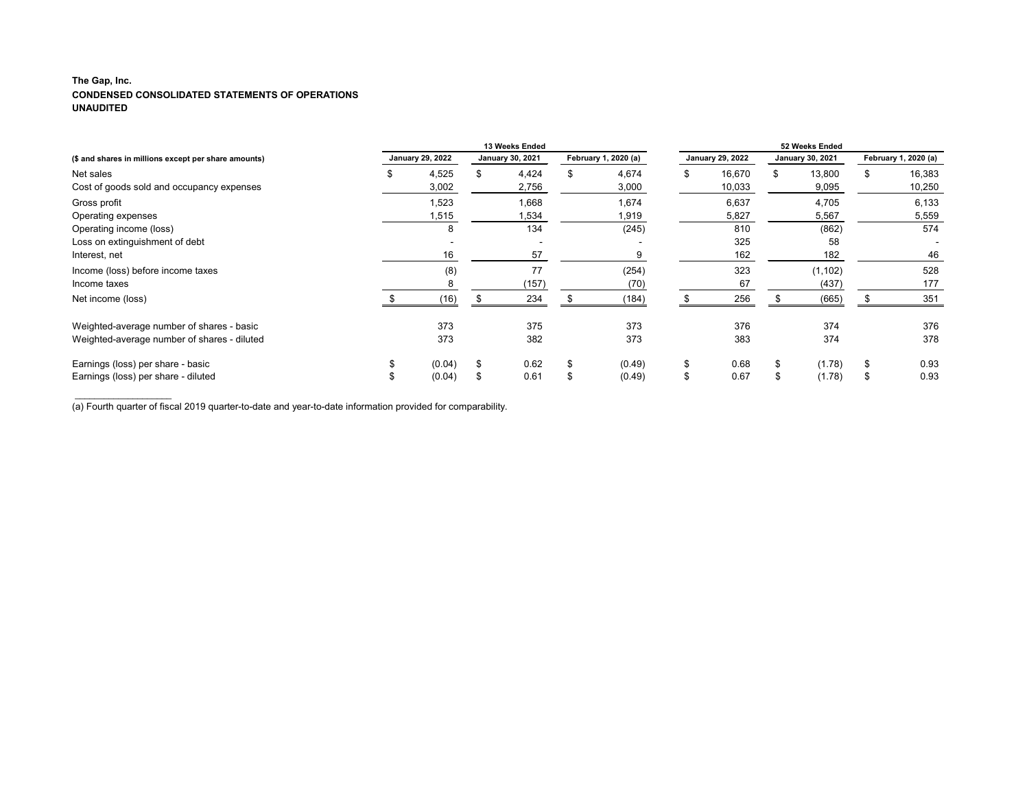**The Gap, Inc.**
**CONDENSED CONSOLIDATED STATEMENTS OF OPERATIONS**
**UNAUDITED**

| ($ and shares in millions except per share amounts) | 13 Weeks Ended | | | 52 Weeks Ended | | |
|---|---|---|---|---|---|---|
| | January 29, 2022 | January 30, 2021 | February 1, 2020 (a) | January 29, 2022 | January 30, 2021 | February 1, 2020 (a) |
| Net sales | $ 4,525 | $ 4,424 | $ 4,674 | $ 16,670 | $ 13,800 | $ 16,383 |
| Cost of goods sold and occupancy expenses | 3,002 | 2,756 | 3,000 | 10,033 | 9,095 | 10,250 |
| Gross profit | 1,523 | 1,668 | 1,674 | 6,637 | 4,705 | 6,133 |
| Operating expenses | 1,515 | 1,534 | 1,919 | 5,827 | 5,567 | 5,559 |
| Operating income (loss) | 8 | 134 | (245) | 810 | (862) | 574 |
| Loss on extinguishment of debt | - | - | - | 325 | 58 | - |
| Interest, net | 16 | 57 | 9 | 162 | 182 | 46 |
| Income (loss) before income taxes | (8) | 77 | (254) | 323 | (1,102) | 528 |
| Income taxes | 8 | (157) | (70) | 67 | (437) | 177 |
| Net income (loss) | $ (16) | $ 234 | $ (184) | $ 256 | $ (665) | $ 351 |
| | | | | | | |
| Weighted-average number of shares - basic | 373 | 375 | 373 | 376 | 374 | 376 |
| Weighted-average number of shares - diluted | 373 | 382 | 373 | 383 | 374 | 378 |
| | | | | | | |
| Earnings (loss) per share - basic | $ (0.04) | $ 0.62 | $ (0.49) | $ 0.68 | $ (1.78) | $ 0.93 |
| Earnings (loss) per share - diluted | $ (0.04) | $ 0.61 | $ (0.49) | $ 0.67 | $ (1.78) | $ 0.93 |

(a) Fourth quarter of fiscal 2019 quarter-to-date and year-to-date information provided for comparability.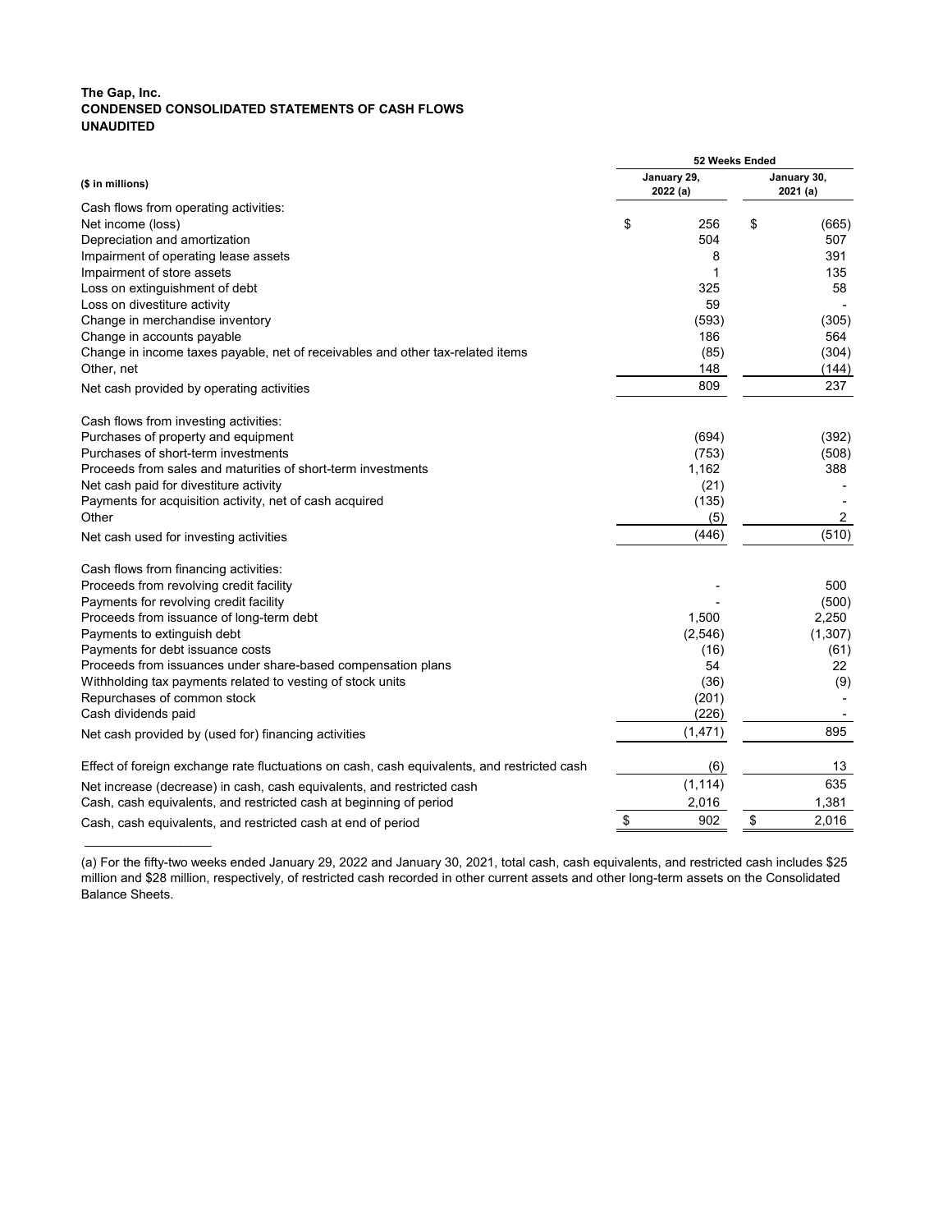**The Gap, Inc.**
**CONDENSED CONSOLIDATED STATEMENTS OF CASH FLOWS**
**UNAUDITED**

| ($ in millions) | 52 Weeks Ended | |
|---|---|---|
| | January 29, 2022 (a) | January 30, 2021 (a) |
| Cash flows from operating activities: | | |
| Net income (loss) | $ 256 | $ (665) |
| Depreciation and amortization | 504 | 507 |
| Impairment of operating lease assets | 8 | 391 |
| Impairment of store assets | 1 | 135 |
| Loss on extinguishment of debt | 325 | 58 |
| Loss on divestiture activity | 59 | - |
| Change in merchandise inventory | (593) | (305) |
| Change in accounts payable | 186 | 564 |
| Change in income taxes payable, net of receivables and other tax-related items | (85) | (304) |
| Other, net | 148 | (144) |
| Net cash provided by operating activities | 809 | 237 |
| Cash flows from investing activities: | | |
| Purchases of property and equipment | (694) | (392) |
| Purchases of short-term investments | (753) | (508) |
| Proceeds from sales and maturities of short-term investments | 1,162 | 388 |
| Net cash paid for divestiture activity | (21) | - |
| Payments for acquisition activity, net of cash acquired | (135) | - |
| Other | (5) | 2 |
| Net cash used for investing activities | (446) | (510) |
| Cash flows from financing activities: | | |
| Proceeds from revolving credit facility | - | 500 |
| Payments for revolving credit facility | - | (500) |
| Proceeds from issuance of long-term debt | 1,500 | 2,250 |
| Payments to extinguish debt | (2,546) | (1,307) |
| Payments for debt issuance costs | (16) | (61) |
| Proceeds from issuances under share-based compensation plans | 54 | 22 |
| Withholding tax payments related to vesting of stock units | (36) | (9) |
| Repurchases of common stock | (201) | - |
| Cash dividends paid | (226) | - |
| Net cash provided by (used for) financing activities | (1,471) | 895 |
| Effect of foreign exchange rate fluctuations on cash, cash equivalents, and restricted cash | (6) | 13 |
| Net increase (decrease) in cash, cash equivalents, and restricted cash | (1,114) | 635 |
| Cash, cash equivalents, and restricted cash at beginning of period | 2,016 | 1,381 |
| Cash, cash equivalents, and restricted cash at end of period | $ 902 | $ 2,016 |

(a) For the fifty-two weeks ended January 29, 2022 and January 30, 2021, total cash, cash equivalents, and restricted cash includes $25 million and $28 million, respectively, of restricted cash recorded in other current assets and other long-term assets on the Consolidated Balance Sheets.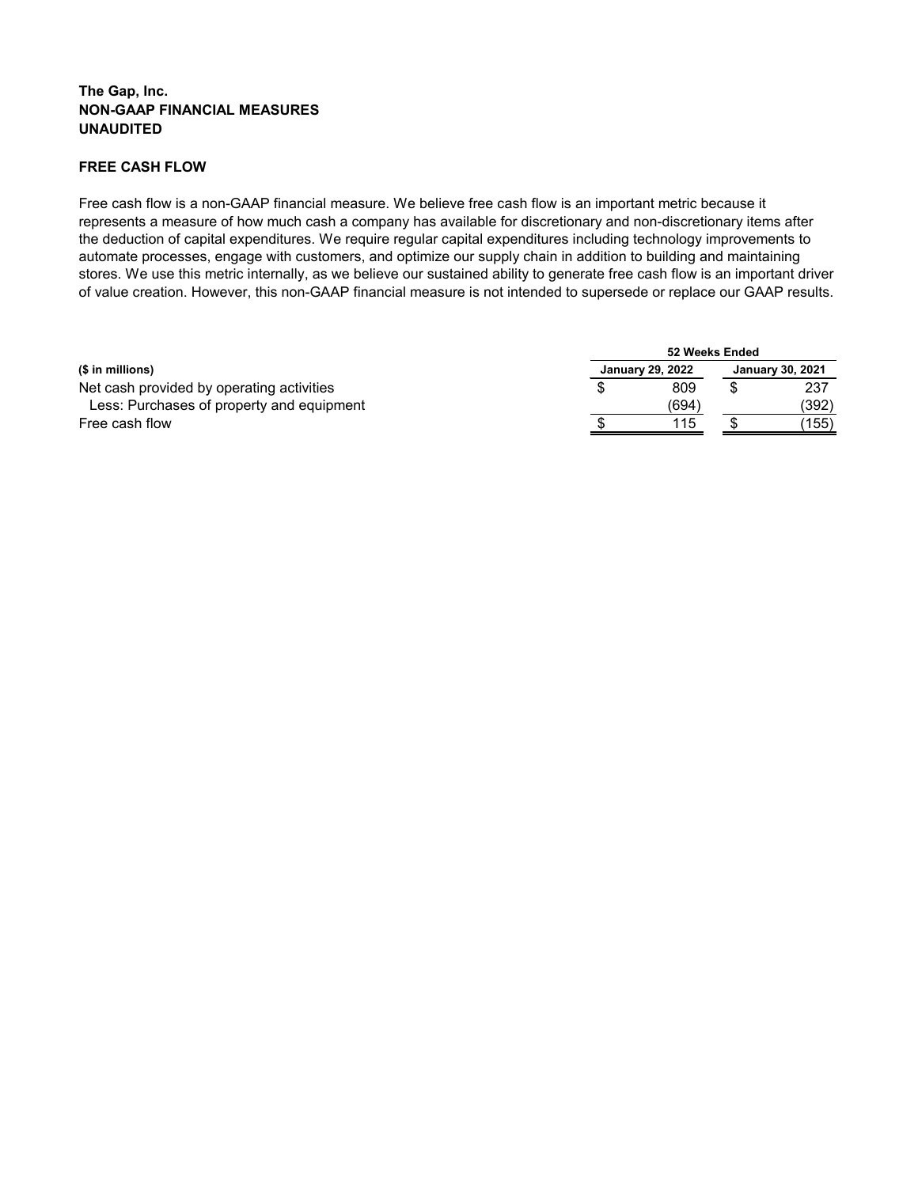**The Gap, Inc.**
**NON-GAAP FINANCIAL MEASURES**
**UNAUDITED**

**FREE CASH FLOW**

Free cash flow is a non-GAAP financial measure. We believe free cash flow is an important metric because it represents a measure of how much cash a company has available for discretionary and non-discretionary items after the deduction of capital expenditures. We require regular capital expenditures including technology improvements to automate processes, engage with customers, and optimize our supply chain in addition to building and maintaining stores. We use this metric internally, as we believe our sustained ability to generate free cash flow is an important driver of value creation. However, this non-GAAP financial measure is not intended to supersede or replace our GAAP results.

| | 52 Weeks Ended | |
|---|---|---|
| **($ in millions)** | **January 29, 2022** | **January 30, 2021** |
| Net cash provided by operating activities | $ 809 | $ 237 |
| Less: Purchases of property and equipment | (694) | (392) |
| Free cash flow | $ 115 | $ (155) |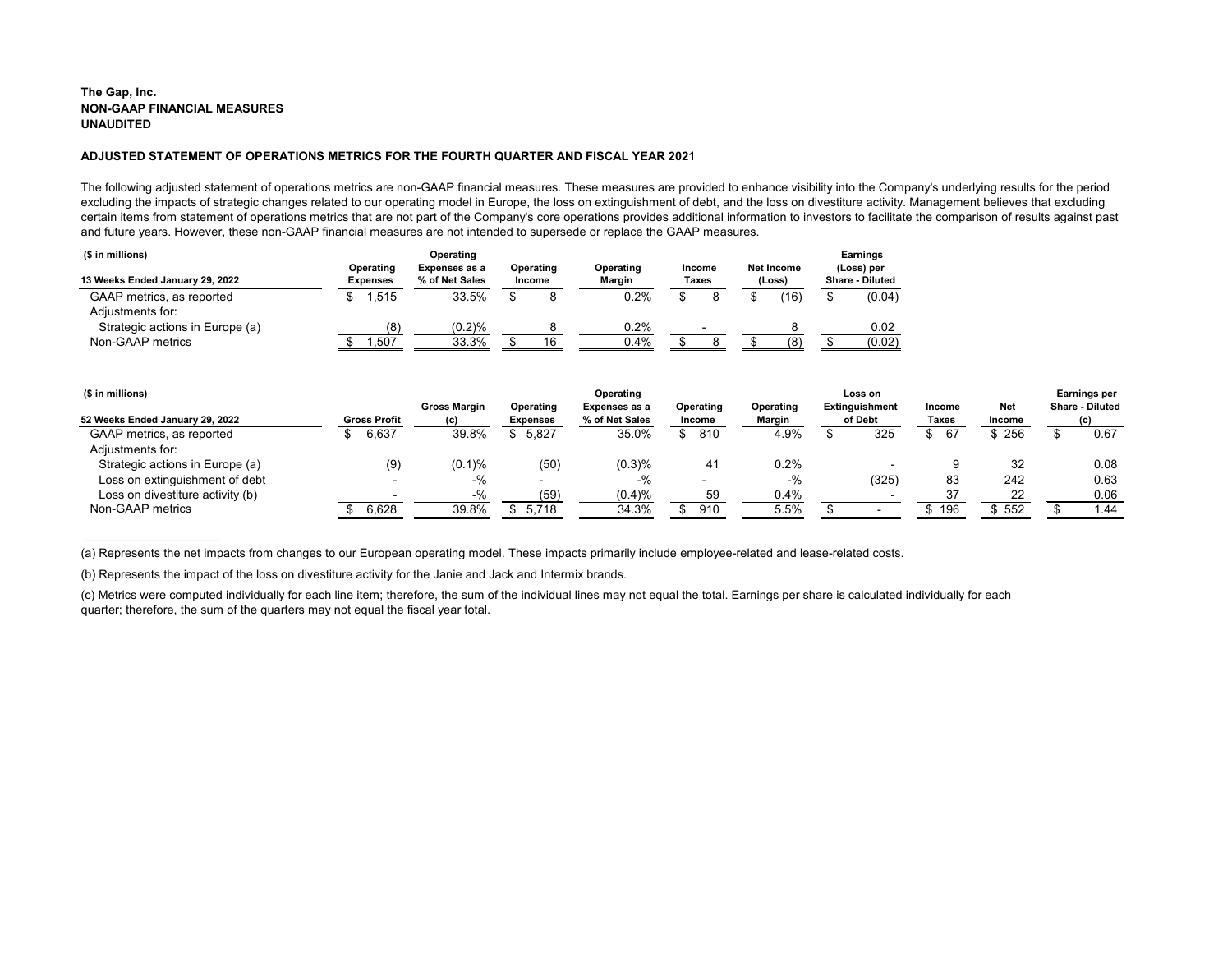**The Gap, Inc.**
**NON-GAAP FINANCIAL MEASURES**
**UNAUDITED**

**ADJUSTED STATEMENT OF OPERATIONS METRICS FOR THE FOURTH QUARTER AND FISCAL YEAR 2021**

The following adjusted statement of operations metrics are non-GAAP financial measures. These measures are provided to enhance visibility into the Company's underlying results for the period excluding the impacts of strategic changes related to our operating model in Europe, the loss on extinguishment of debt, and the loss on divestiture activity. Management believes that excluding certain items from statement of operations metrics that are not part of the Company's core operations provides additional information to investors to facilitate the comparison of results against past and future years. However, these non-GAAP financial measures are not intended to supersede or replace the GAAP measures.

| ($ in millions) 13 Weeks Ended January 29, 2022 | Operating Expenses | Operating Expenses as a % of Net Sales | Operating Income | Operating Margin | Income Taxes | Net Income (Loss) | Earnings (Loss) per Share - Diluted |
|---|---|---|---|---|---|---|---|
| GAAP metrics, as reported | $ 1,515 | 33.5% | $ 8 | 0.2% | $ 8 | $ (16) | $ (0.04) |
| Adjustments for: | | | | | | | |
| Strategic actions in Europe (a) | (8) | (0.2)% | 8 | 0.2% | - | 8 | 0.02 |
| Non-GAAP metrics | $ 1,507 | 33.3% | $ 16 | 0.4% | $ 8 | $ (8) | $ (0.02) |

| ($ in millions) 52 Weeks Ended January 29, 2022 | Gross Profit | Gross Margin (c) | Operating Expenses | Operating Expenses as a % of Net Sales | Operating Income | Operating Margin | Loss on Extinguishment of Debt | Income Taxes | Net Income | Earnings per Share - Diluted (c) |
|---|---|---|---|---|---|---|---|---|---|---|
| GAAP metrics, as reported | $ 6,637 | 39.8% | $ 5,827 | 35.0% | $ 810 | 4.9% | $ 325 | $ 67 | $ 256 | $ 0.67 |
| Adjustments for: | | | | | | | | | | |
| Strategic actions in Europe (a) | (9) | (0.1)% | (50) | (0.3)% | 41 | 0.2% | - | 9 | 32 | 0.08 |
| Loss on extinguishment of debt | - | -% | - | -% | - | -% | (325) | 83 | 242 | 0.63 |
| Loss on divestiture activity (b) | - | -% | (59) | (0.4)% | 59 | 0.4% | - | 37 | 22 | 0.06 |
| Non-GAAP metrics | $ 6,628 | 39.8% | $ 5,718 | 34.3% | $ 910 | 5.5% | $ - | $ 196 | $ 552 | $ 1.44 |

(a) Represents the net impacts from changes to our European operating model. These impacts primarily include employee-related and lease-related costs.

(b) Represents the impact of the loss on divestiture activity for the Janie and Jack and Intermix brands.

(c) Metrics were computed individually for each line item; therefore, the sum of the individual lines may not equal the total. Earnings per share is calculated individually for each quarter; therefore, the sum of the quarters may not equal the fiscal year total.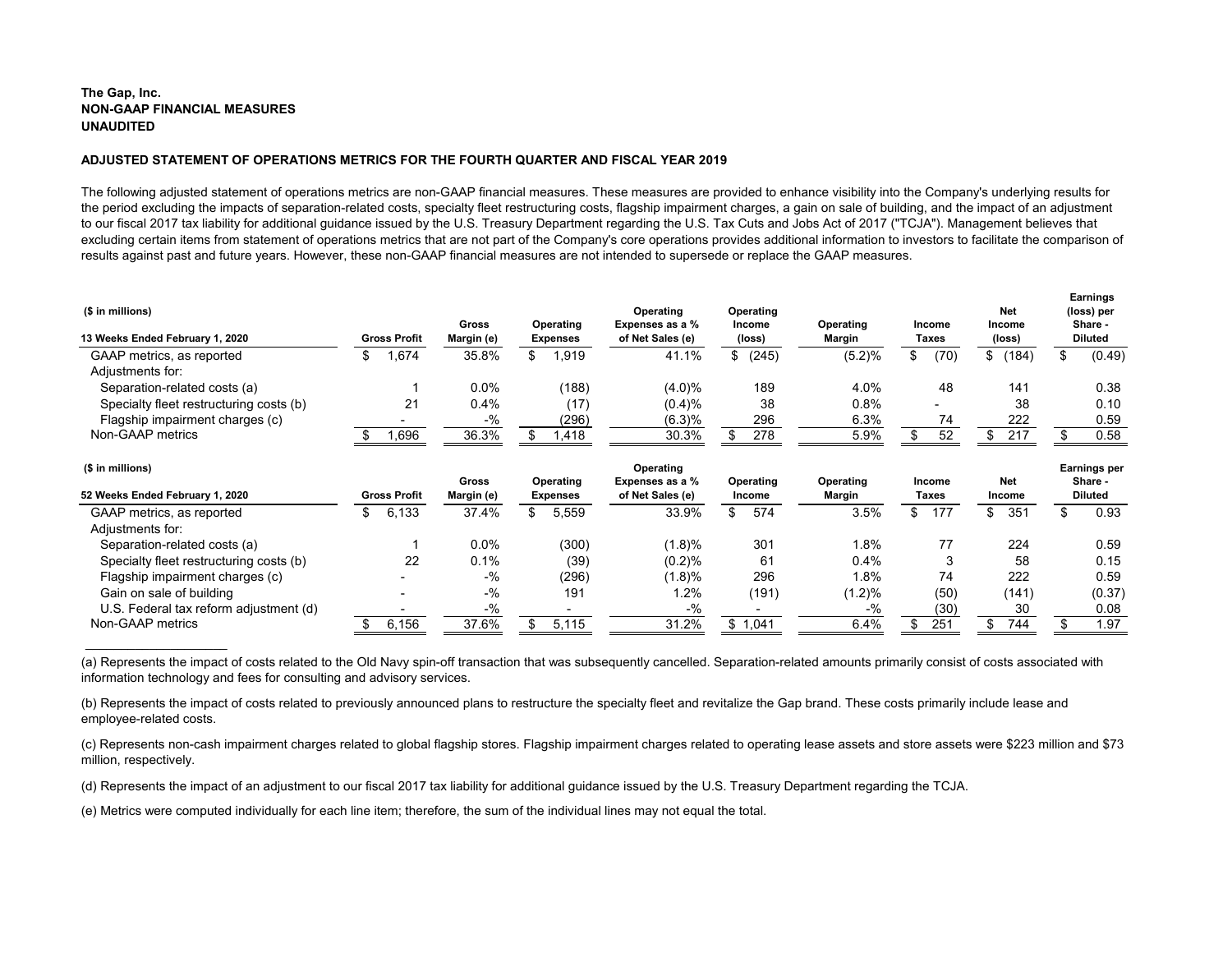**The Gap, Inc.**
**NON-GAAP FINANCIAL MEASURES**
**UNAUDITED**

**ADJUSTED STATEMENT OF OPERATIONS METRICS FOR THE FOURTH QUARTER AND FISCAL YEAR 2019**

The following adjusted statement of operations metrics are non-GAAP financial measures. These measures are provided to enhance visibility into the Company's underlying results for the period excluding the impacts of separation-related costs, specialty fleet restructuring costs, flagship impairment charges, a gain on sale of building, and the impact of an adjustment to our fiscal 2017 tax liability for additional guidance issued by the U.S. Treasury Department regarding the U.S. Tax Cuts and Jobs Act of 2017 ("TCJA"). Management believes that excluding certain items from statement of operations metrics that are not part of the Company's core operations provides additional information to investors to facilitate the comparison of results against past and future years. However, these non-GAAP financial measures are not intended to supersede or replace the GAAP measures.

| ($ in millions)<br>13 Weeks Ended February 1, 2020 | Gross Profit | Gross Margin (e) | Operating Expenses | Operating Expenses as a % of Net Sales (e) | Operating Income (loss) | Operating Margin | Income Taxes | Net Income (loss) | Earnings (loss) per Share - Diluted |
|---|---|---|---|---|---|---|---|---|---|
| GAAP metrics, as reported | $ 1,674 | 35.8% | $ 1,919 | 41.1% | $ (245) | (5.2)% | $ (70) | $ (184) | $ (0.49) |
| Adjustments for: | | | | | | | | | |
| Separation-related costs (a) | 1 | 0.0% | (188) | (4.0)% | 189 | 4.0% | 48 | 141 | 0.38 |
| Specialty fleet restructuring costs (b) | 21 | 0.4% | (17) | (0.4)% | 38 | 0.8% | - | 38 | 0.10 |
| Flagship impairment charges (c) | - | -% | (296) | (6.3)% | 296 | 6.3% | 74 | 222 | 0.59 |
| Non-GAAP metrics | $ 1,696 | 36.3% | $ 1,418 | 30.3% | $ 278 | 5.9% | $ 52 | $ 217 | $ 0.58 |

| ($ in millions)<br>52 Weeks Ended February 1, 2020 | Gross Profit | Gross Margin (e) | Operating Expenses | Operating Expenses as a % of Net Sales (e) | Operating Income | Operating Margin | Income Taxes | Net Income | Earnings per Share - Diluted |
|---|---|---|---|---|---|---|---|---|---|
| GAAP metrics, as reported | $ 6,133 | 37.4% | $ 5,559 | 33.9% | $ 574 | 3.5% | $ 177 | $ 351 | $ 0.93 |
| Adjustments for: | | | | | | | | | |
| Separation-related costs (a) | 1 | 0.0% | (300) | (1.8)% | 301 | 1.8% | 77 | 224 | 0.59 |
| Specialty fleet restructuring costs (b) | 22 | 0.1% | (39) | (0.2)% | 61 | 0.4% | 3 | 58 | 0.15 |
| Flagship impairment charges (c) | - | -% | (296) | (1.8)% | 296 | 1.8% | 74 | 222 | 0.59 |
| Gain on sale of building | - | -% | 191 | 1.2% | (191) | (1.2)% | (50) | (141) | (0.37) |
| U.S. Federal tax reform adjustment (d) | - | -% | - | -% | - | -% | (30) | 30 | 0.08 |
| Non-GAAP metrics | $ 6,156 | 37.6% | $ 5,115 | 31.2% | $ 1,041 | 6.4% | $ 251 | $ 744 | $ 1.97 |

(a) Represents the impact of costs related to the Old Navy spin-off transaction that was subsequently cancelled. Separation-related amounts primarily consist of costs associated with information technology and fees for consulting and advisory services.

(b) Represents the impact of costs related to previously announced plans to restructure the specialty fleet and revitalize the Gap brand. These costs primarily include lease and employee-related costs.

(c) Represents non-cash impairment charges related to global flagship stores. Flagship impairment charges related to operating lease assets and store assets were $223 million and $73 million, respectively.

(d) Represents the impact of an adjustment to our fiscal 2017 tax liability for additional guidance issued by the U.S. Treasury Department regarding the TCJA.

(e) Metrics were computed individually for each line item; therefore, the sum of the individual lines may not equal the total.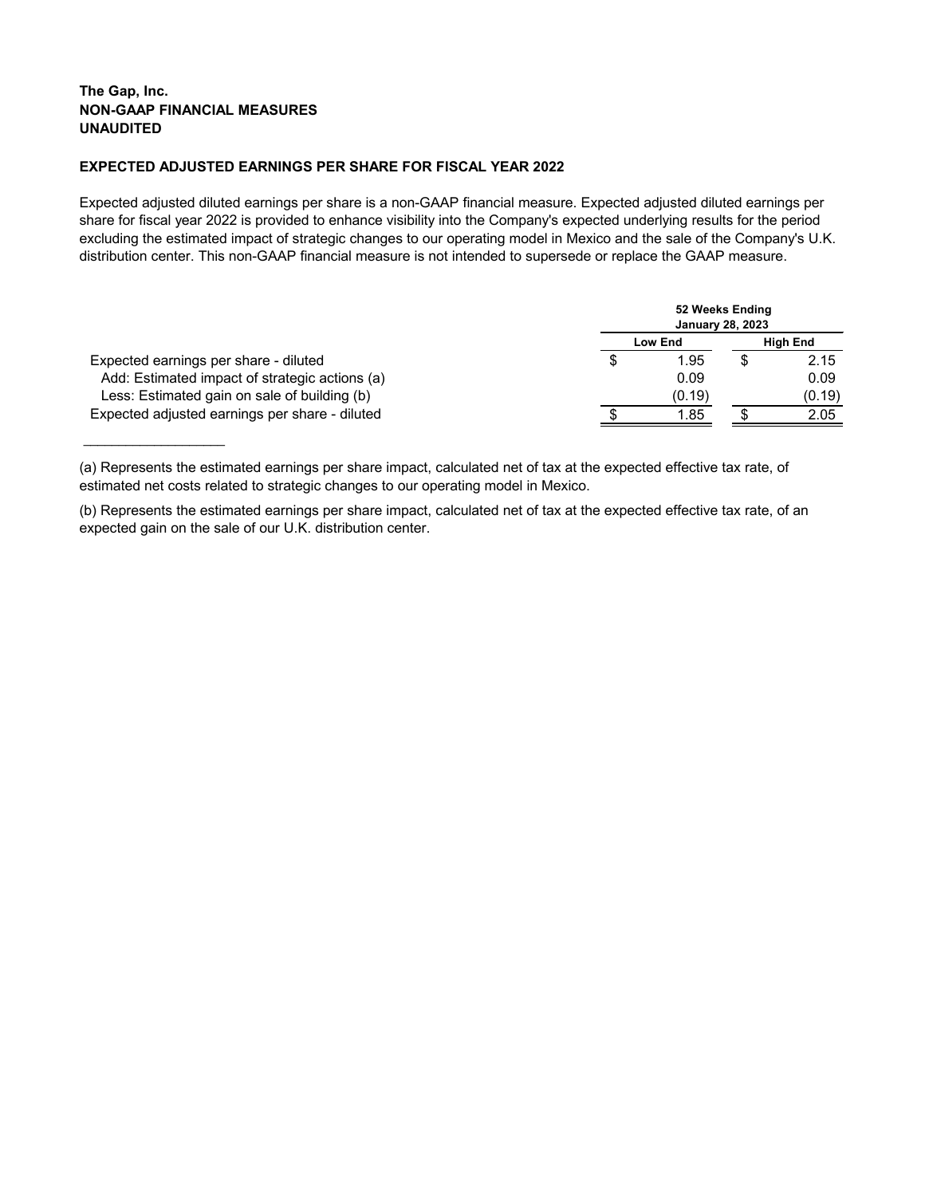**The Gap, Inc.**
**NON-GAAP FINANCIAL MEASURES**
**UNAUDITED**

**EXPECTED ADJUSTED EARNINGS PER SHARE FOR FISCAL YEAR 2022**

Expected adjusted diluted earnings per share is a non-GAAP financial measure. Expected adjusted diluted earnings per share for fiscal year 2022 is provided to enhance visibility into the Company's expected underlying results for the period excluding the estimated impact of strategic changes to our operating model in Mexico and the sale of the Company's U.K. distribution center. This non-GAAP financial measure is not intended to supersede or replace the GAAP measure.

| | 52 Weeks Ending January 28, 2023 | |
|---|---|---|
| | **Low End** | **High End** |
| Expected earnings per share - diluted | $ 1.95 | $ 2.15 |
| Add: Estimated impact of strategic actions (a) | 0.09 | 0.09 |
| Less: Estimated gain on sale of building (b) | (0.19) | (0.19) |
| Expected adjusted earnings per share - diluted | $ 1.85 | $ 2.05 |

(a) Represents the estimated earnings per share impact, calculated net of tax at the expected effective tax rate, of estimated net costs related to strategic changes to our operating model in Mexico.

(b) Represents the estimated earnings per share impact, calculated net of tax at the expected effective tax rate, of an expected gain on the sale of our U.K. distribution center.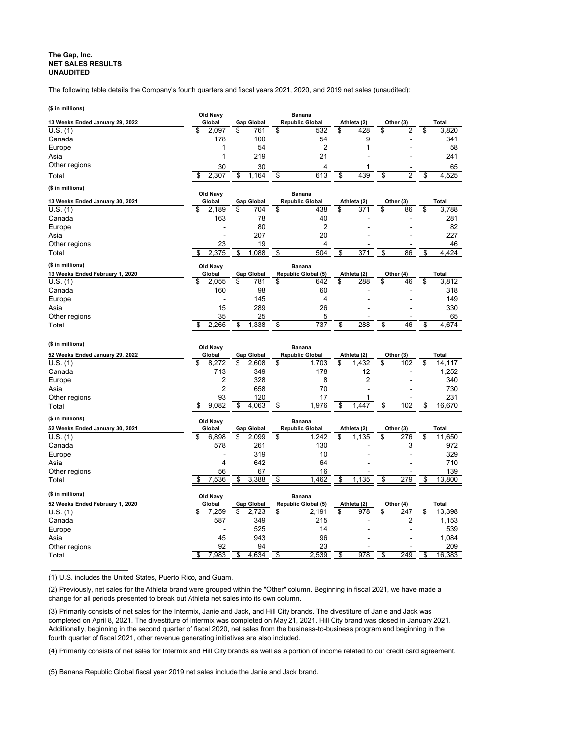**The Gap, Inc.**
**NET SALES RESULTS**
**UNAUDITED**

The following table details the Company's fourth quarters and fiscal years 2021, 2020, and 2019 net sales (unaudited):

**($ in millions)**

| 13 Weeks Ended January 29, 2022 | Old Navy Global | Gap Global | Banana Republic Global | Athleta (2) | Other (3) | Total |
|---|---|---|---|---|---|---|
| U.S. (1) | $ 2,097 | $ 761 | $ 532 | $ 428 | $ 2 | $ 3,820 |
| Canada | 178 | 100 | 54 | 9 | - | 341 |
| Europe | 1 | 54 | 2 | 1 | - | 58 |
| Asia | 1 | 219 | 21 | - | - | 241 |
| Other regions | 30 | 30 | 4 | 1 | - | 65 |
| Total | $ 2,307 | $ 1,164 | $ 613 | $ 439 | $ 2 | $ 4,525 |

**($ in millions)**

| 13 Weeks Ended January 30, 2021 | Old Navy Global | Gap Global | Banana Republic Global | Athleta (2) | Other (3) | Total |
|---|---|---|---|---|---|---|
| U.S. (1) | $ 2,189 | $ 704 | $ 438 | $ 371 | $ 86 | $ 3,788 |
| Canada | 163 | 78 | 40 | - | - | 281 |
| Europe | - | 80 | 2 | - | - | 82 |
| Asia | - | 207 | 20 | - | - | 227 |
| Other regions | 23 | 19 | 4 | - | - | 46 |
| Total | $ 2,375 | $ 1,088 | $ 504 | $ 371 | $ 86 | $ 4,424 |

**($ in millions)**

| 13 Weeks Ended February 1, 2020 | Old Navy Global | Gap Global | Banana Republic Global (5) | Athleta (2) | Other (4) | Total |
|---|---|---|---|---|---|---|
| U.S. (1) | $ 2,055 | $ 781 | $ 642 | $ 288 | $ 46 | $ 3,812 |
| Canada | 160 | 98 | 60 | - | - | 318 |
| Europe | - | 145 | 4 | - | - | 149 |
| Asia | 15 | 289 | 26 | - | - | 330 |
| Other regions | 35 | 25 | 5 | - | - | 65 |
| Total | $ 2,265 | $ 1,338 | $ 737 | $ 288 | $ 46 | $ 4,674 |

**($ in millions)**

| 52 Weeks Ended January 29, 2022 | Old Navy Global | Gap Global | Banana Republic Global | Athleta (2) | Other (3) | Total |
|---|---|---|---|---|---|---|
| U.S. (1) | $ 8,272 | $ 2,608 | $ 1,703 | $ 1,432 | $ 102 | $ 14,117 |
| Canada | 713 | 349 | 178 | 12 | - | 1,252 |
| Europe | 2 | 328 | 8 | 2 | - | 340 |
| Asia | 2 | 658 | 70 | - | - | 730 |
| Other regions | 93 | 120 | 17 | 1 | - | 231 |
| Total | $ 9,082 | $ 4,063 | $ 1,976 | $ 1,447 | $ 102 | $ 16,670 |

**($ in millions)**

| 52 Weeks Ended January 30, 2021 | Old Navy Global | Gap Global | Banana Republic Global | Athleta (2) | Other (3) | Total |
|---|---|---|---|---|---|---|
| U.S. (1) | $ 6,898 | $ 2,099 | $ 1,242 | $ 1,135 | $ 276 | $ 11,650 |
| Canada | 578 | 261 | 130 | - | 3 | 972 |
| Europe | - | 319 | 10 | - | - | 329 |
| Asia | 4 | 642 | 64 | - | - | 710 |
| Other regions | 56 | 67 | 16 | - | - | 139 |
| Total | $ 7,536 | $ 3,388 | $ 1,462 | $ 1,135 | $ 279 | $ 13,800 |

**($ in millions)**

| 52 Weeks Ended February 1, 2020 | Old Navy Global | Gap Global | Banana Republic Global (5) | Athleta (2) | Other (4) | Total |
|---|---|---|---|---|---|---|
| U.S. (1) | $ 7,259 | $ 2,723 | $ 2,191 | $ 978 | $ 247 | $ 13,398 |
| Canada | 587 | 349 | 215 | - | 2 | 1,153 |
| Europe | - | 525 | 14 | - | - | 539 |
| Asia | 45 | 943 | 96 | - | - | 1,084 |
| Other regions | 92 | 94 | 23 | - | - | 209 |
| Total | $ 7,983 | $ 4,634 | $ 2,539 | $ 978 | $ 249 | $ 16,383 |

(1) U.S. includes the United States, Puerto Rico, and Guam.

(2) Previously, net sales for the Athleta brand were grouped within the "Other" column. Beginning in fiscal 2021, we have made a change for all periods presented to break out Athleta net sales into its own column.

(3) Primarily consists of net sales for the Intermix, Janie and Jack, and Hill City brands. The divestiture of Janie and Jack was completed on April 8, 2021. The divestiture of Intermix was completed on May 21, 2021. Hill City brand was closed in January 2021. Additionally, beginning in the second quarter of fiscal 2020, net sales from the business-to-business program and beginning in the fourth quarter of fiscal 2021, other revenue generating initiatives are also included.

(4) Primarily consists of net sales for Intermix and Hill City brands as well as a portion of income related to our credit card agreement.

(5) Banana Republic Global fiscal year 2019 net sales include the Janie and Jack brand.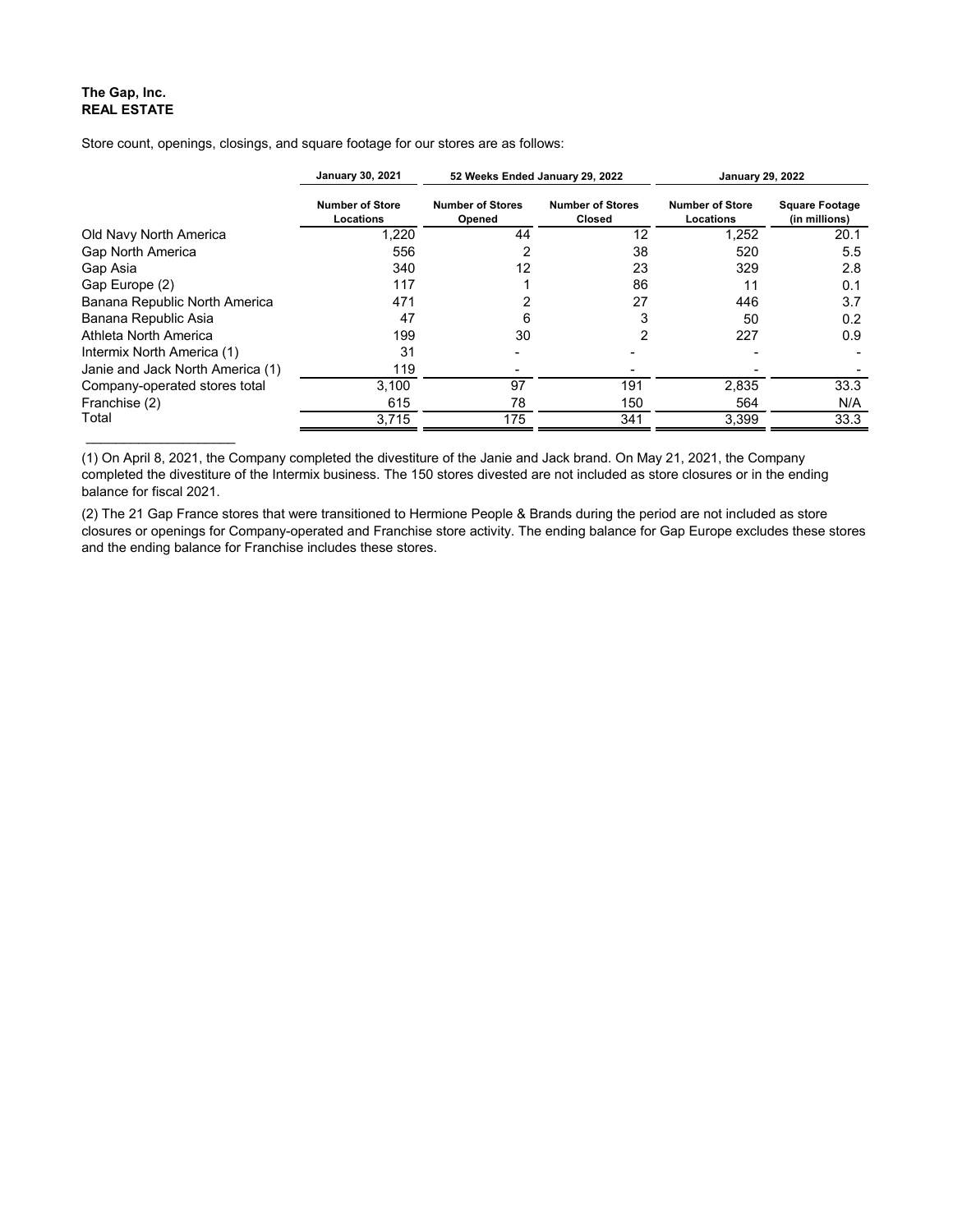**The Gap, Inc.**
**REAL ESTATE**

Store count, openings, closings, and square footage for our stores are as follows:

| | January 30, 2021 | 52 Weeks Ended January 29, 2022 | | January 29, 2022 | |
|---|---|---|---|---|---|
| | Number of Store Locations | Number of Stores Opened | Number of Stores Closed | Number of Store Locations | Square Footage (in millions) |
| Old Navy North America | 1,220 | 44 | 12 | 1,252 | 20.1 |
| Gap North America | 556 | 2 | 38 | 520 | 5.5 |
| Gap Asia | 340 | 12 | 23 | 329 | 2.8 |
| Gap Europe (2) | 117 | 1 | 86 | 11 | 0.1 |
| Banana Republic North America | 471 | 2 | 27 | 446 | 3.7 |
| Banana Republic Asia | 47 | 6 | 3 | 50 | 0.2 |
| Athleta North America | 199 | 30 | 2 | 227 | 0.9 |
| Intermix North America (1) | 31 | - | - | - | - |
| Janie and Jack North America (1) | 119 | - | - | - | - |
| Company-operated stores total | 3,100 | 97 | 191 | 2,835 | 33.3 |
| Franchise (2) | 615 | 78 | 150 | 564 | N/A |
| Total | 3,715 | 175 | 341 | 3,399 | 33.3 |

(1) On April 8, 2021, the Company completed the divestiture of the Janie and Jack brand. On May 21, 2021, the Company completed the divestiture of the Intermix business. The 150 stores divested are not included as store closures or in the ending balance for fiscal 2021.

(2) The 21 Gap France stores that were transitioned to Hermione People & Brands during the period are not included as store closures or openings for Company-operated and Franchise store activity. The ending balance for Gap Europe excludes these stores and the ending balance for Franchise includes these stores.